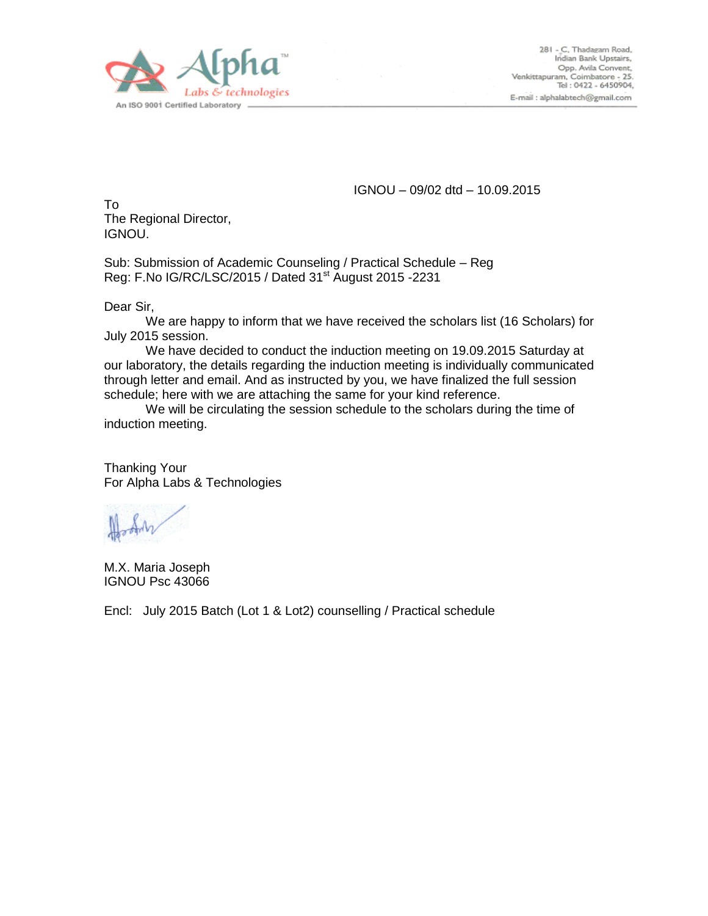Alpha™ Labs & technologies

An ISO 9001 Certified Laboratory

281 - C, Thadagam Road,
Indian Bank Upstairs,
Opp. Avila Convent,
Venkittapuram, Coimbatore - 25.
Tel : 0422 - 6450904,
E-mail : alphalabtech@gmail.com

IGNOU – 09/02 dtd – 10.09.2015

To
The Regional Director,
IGNOU.

Sub: Submission of Academic Counseling / Practical Schedule – Reg
Reg: F.No IG/RC/LSC/2015 / Dated 31st August 2015 -2231

Dear Sir,

We are happy to inform that we have received the scholars list (16 Scholars) for July 2015 session.

We have decided to conduct the induction meeting on 19.09.2015 Saturday at our laboratory, the details regarding the induction meeting is individually communicated through letter and email. And as instructed by you, we have finalized the full session schedule; here with we are attaching the same for your kind reference.

We will be circulating the session schedule to the scholars during the time of induction meeting.

Thanking Your
For Alpha Labs & Technologies

M.X. Maria Joseph
IGNOU Psc 43066

Encl: July 2015 Batch (Lot 1 & Lot2) counselling / Practical schedule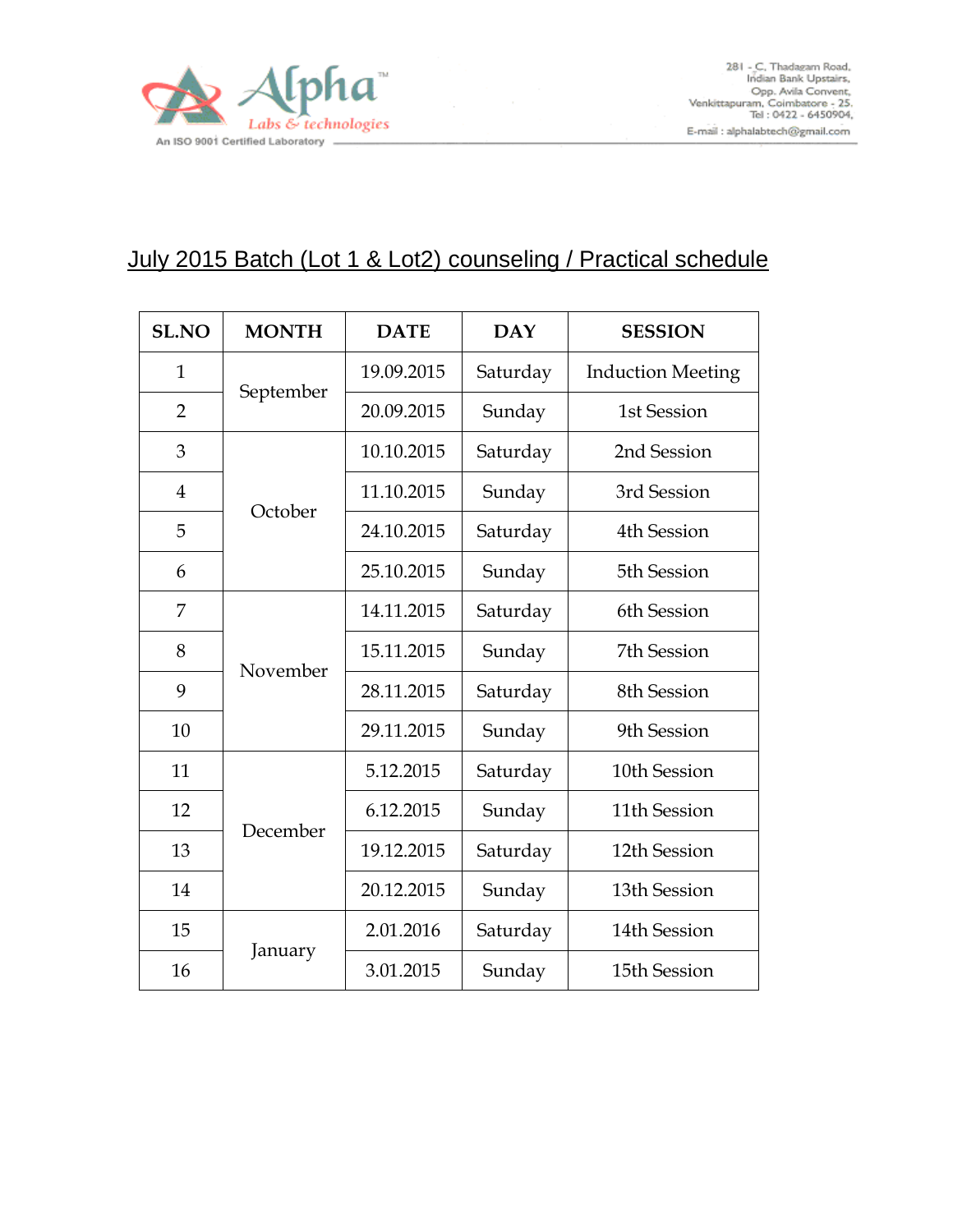Alpha Labs & technologies
An ISO 9001 Certified Laboratory

281 - C, Thadagam Road,
Indian Bank Upstairs,
Opp. Avila Convent,
Venkittapuram, Coimbatore - 25.
Tel : 0422 - 6450904,
E-mail : alphalabtech@gmail.com

## July 2015 Batch (Lot 1 & Lot2) counseling / Practical schedule

| SL.NO | MONTH | DATE | DAY | SESSION |
|---|---|---|---|---|
| 1 | September | 19.09.2015 | Saturday | Induction Meeting |
| 2 | | 20.09.2015 | Sunday | 1st Session |
| 3 | October | 10.10.2015 | Saturday | 2nd Session |
| 4 | | 11.10.2015 | Sunday | 3rd Session |
| 5 | | 24.10.2015 | Saturday | 4th Session |
| 6 | | 25.10.2015 | Sunday | 5th Session |
| 7 | November | 14.11.2015 | Saturday | 6th Session |
| 8 | | 15.11.2015 | Sunday | 7th Session |
| 9 | | 28.11.2015 | Saturday | 8th Session |
| 10 | | 29.11.2015 | Sunday | 9th Session |
| 11 | December | 5.12.2015 | Saturday | 10th Session |
| 12 | | 6.12.2015 | Sunday | 11th Session |
| 13 | | 19.12.2015 | Saturday | 12th Session |
| 14 | | 20.12.2015 | Sunday | 13th Session |
| 15 | January | 2.01.2016 | Saturday | 14th Session |
| 16 | | 3.01.2015 | Sunday | 15th Session |